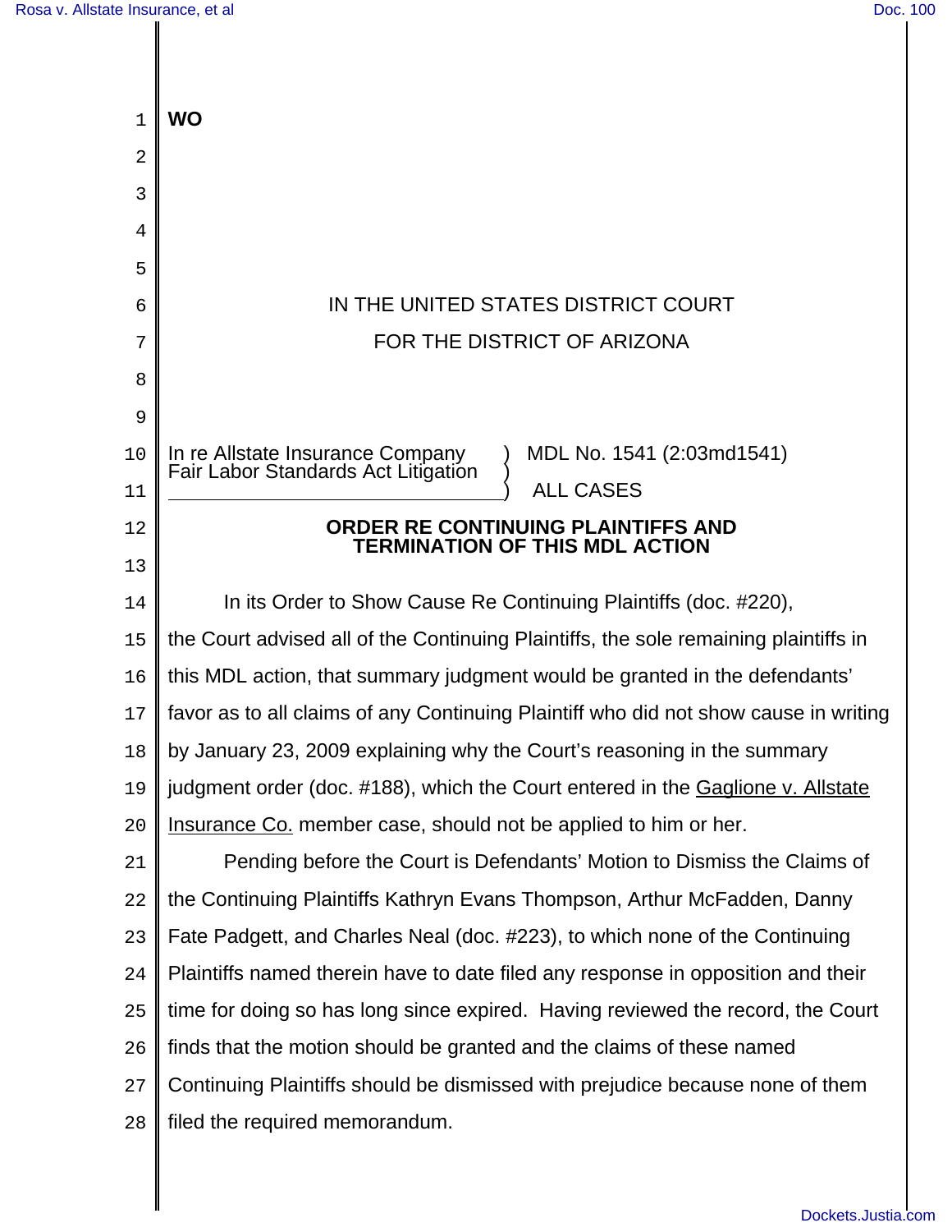**WO**

IN THE UNITED STATES DISTRICT COURT

FOR THE DISTRICT OF ARIZONA

In re Allstate Insurance Company Fair Labor Standards Act Litigation ) MDL No. 1541 (2:03md1541)

ALL CASES

## ORDER RE CONTINUING PLAINTIFFS AND TERMINATION OF THIS MDL ACTION

In its Order to Show Cause Re Continuing Plaintiffs (doc. #220), the Court advised all of the Continuing Plaintiffs, the sole remaining plaintiffs in this MDL action, that summary judgment would be granted in the defendants' favor as to all claims of any Continuing Plaintiff who did not show cause in writing by January 23, 2009 explaining why the Court's reasoning in the summary judgment order (doc. #188), which the Court entered in the Gaglione v. Allstate Insurance Co. member case, should not be applied to him or her.

Pending before the Court is Defendants' Motion to Dismiss the Claims of the Continuing Plaintiffs Kathryn Evans Thompson, Arthur McFadden, Danny Fate Padgett, and Charles Neal (doc. #223), to which none of the Continuing Plaintiffs named therein have to date filed any response in opposition and their time for doing so has long since expired. Having reviewed the record, the Court finds that the motion should be granted and the claims of these named Continuing Plaintiffs should be dismissed with prejudice because none of them filed the required memorandum.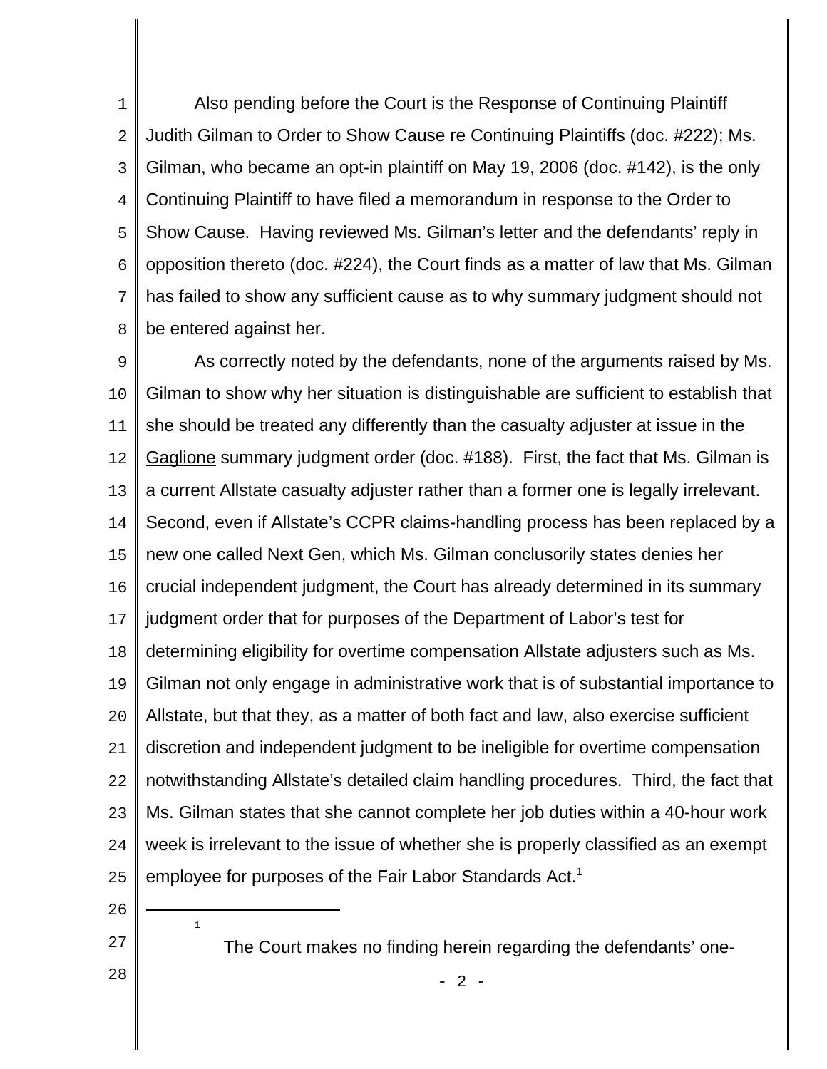Also pending before the Court is the Response of Continuing Plaintiff Judith Gilman to Order to Show Cause re Continuing Plaintiffs (doc. #222); Ms. Gilman, who became an opt-in plaintiff on May 19, 2006 (doc. #142), is the only Continuing Plaintiff to have filed a memorandum in response to the Order to Show Cause. Having reviewed Ms. Gilman's letter and the defendants' reply in opposition thereto (doc. #224), the Court finds as a matter of law that Ms. Gilman has failed to show any sufficient cause as to why summary judgment should not be entered against her.

As correctly noted by the defendants, none of the arguments raised by Ms. Gilman to show why her situation is distinguishable are sufficient to establish that she should be treated any differently than the casualty adjuster at issue in the Gaglione summary judgment order (doc. #188). First, the fact that Ms. Gilman is a current Allstate casualty adjuster rather than a former one is legally irrelevant. Second, even if Allstate's CCPR claims-handling process has been replaced by a new one called Next Gen, which Ms. Gilman conclusorily states denies her crucial independent judgment, the Court has already determined in its summary judgment order that for purposes of the Department of Labor's test for determining eligibility for overtime compensation Allstate adjusters such as Ms. Gilman not only engage in administrative work that is of substantial importance to Allstate, but that they, as a matter of both fact and law, also exercise sufficient discretion and independent judgment to be ineligible for overtime compensation notwithstanding Allstate's detailed claim handling procedures. Third, the fact that Ms. Gilman states that she cannot complete her job duties within a 40-hour work week is irrelevant to the issue of whether she is properly classified as an exempt employee for purposes of the Fair Labor Standards Act.[1]

---

[1] The Court makes no finding herein regarding the defendants' one-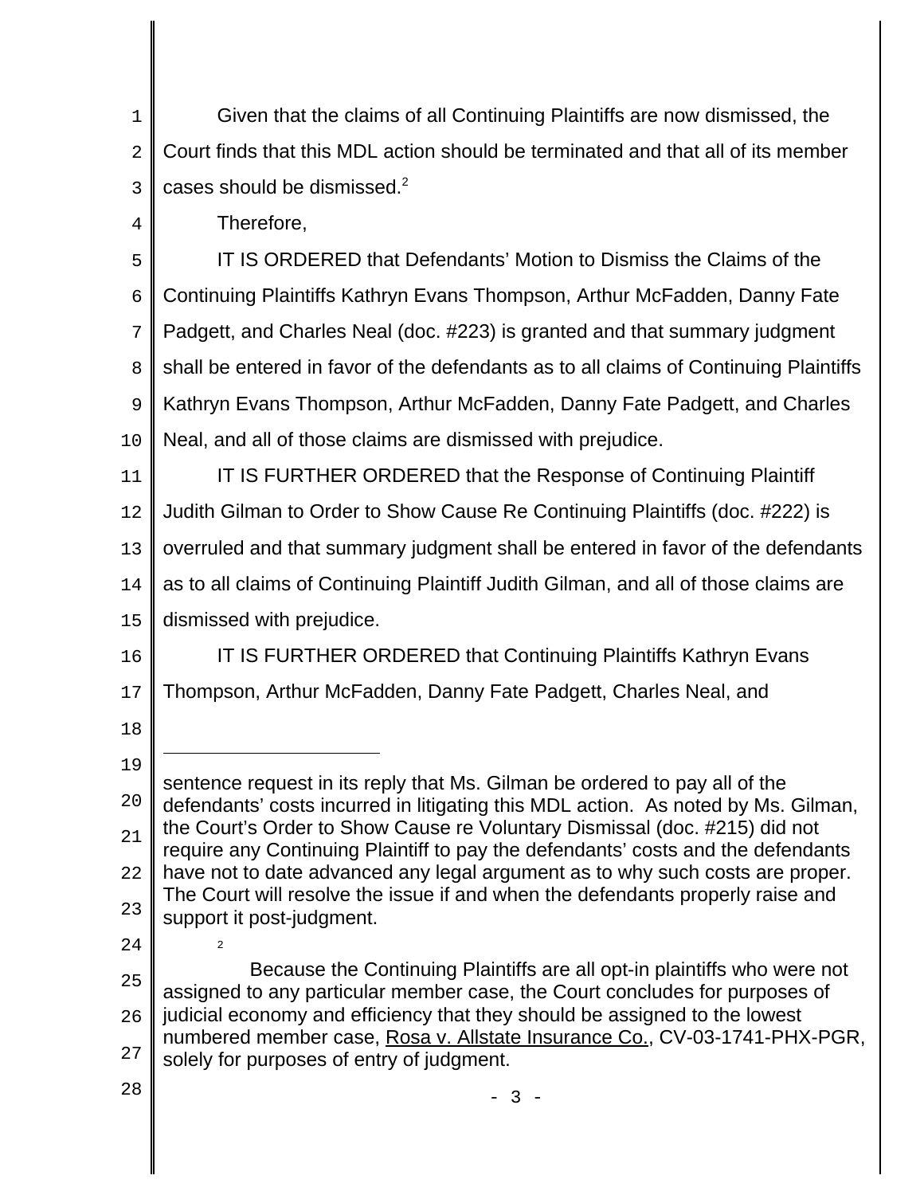Given that the claims of all Continuing Plaintiffs are now dismissed, the Court finds that this MDL action should be terminated and that all of its member cases should be dismissed.[2]

Therefore,

IT IS ORDERED that Defendants' Motion to Dismiss the Claims of the Continuing Plaintiffs Kathryn Evans Thompson, Arthur McFadden, Danny Fate Padgett, and Charles Neal (doc. #223) is granted and that summary judgment shall be entered in favor of the defendants as to all claims of Continuing Plaintiffs Kathryn Evans Thompson, Arthur McFadden, Danny Fate Padgett, and Charles Neal, and all of those claims are dismissed with prejudice.

IT IS FURTHER ORDERED that the Response of Continuing Plaintiff Judith Gilman to Order to Show Cause Re Continuing Plaintiffs (doc. #222) is overruled and that summary judgment shall be entered in favor of the defendants as to all claims of Continuing Plaintiff Judith Gilman, and all of those claims are dismissed with prejudice.

IT IS FURTHER ORDERED that Continuing Plaintiffs Kathryn Evans Thompson, Arthur McFadden, Danny Fate Padgett, Charles Neal, and

---

sentence request in its reply that Ms. Gilman be ordered to pay all of the defendants' costs incurred in litigating this MDL action. As noted by Ms. Gilman, the Court's Order to Show Cause re Voluntary Dismissal (doc. #215) did not require any Continuing Plaintiff to pay the defendants' costs and the defendants have not to date advanced any legal argument as to why such costs are proper. The Court will resolve the issue if and when the defendants properly raise and support it post-judgment.

[2] Because the Continuing Plaintiffs are all opt-in plaintiffs who were not assigned to any particular member case, the Court concludes for purposes of judicial economy and efficiency that they should be assigned to the lowest numbered member case, Rosa v. Allstate Insurance Co., CV-03-1741-PHX-PGR, solely for purposes of entry of judgment.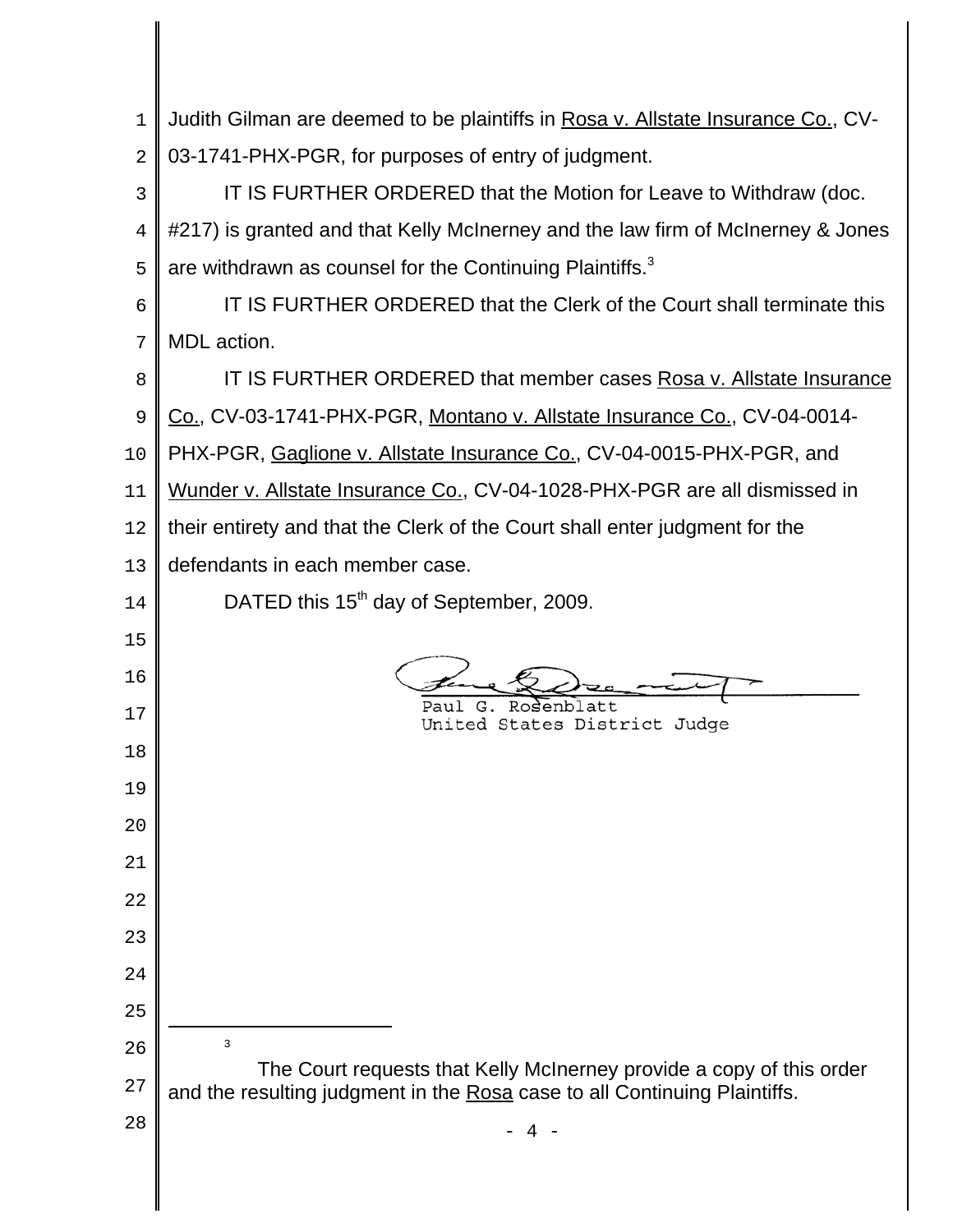Judith Gilman are deemed to be plaintiffs in Rosa v. Allstate Insurance Co., CV-03-1741-PHX-PGR, for purposes of entry of judgment.

IT IS FURTHER ORDERED that the Motion for Leave to Withdraw (doc. #217) is granted and that Kelly McInerney and the law firm of McInerney & Jones are withdrawn as counsel for the Continuing Plaintiffs.[3]

IT IS FURTHER ORDERED that the Clerk of the Court shall terminate this MDL action.

IT IS FURTHER ORDERED that member cases Rosa v. Allstate Insurance Co., CV-03-1741-PHX-PGR, Montano v. Allstate Insurance Co., CV-04-0014-PHX-PGR, Gaglione v. Allstate Insurance Co., CV-04-0015-PHX-PGR, and Wunder v. Allstate Insurance Co., CV-04-1028-PHX-PGR are all dismissed in their entirety and that the Clerk of the Court shall enter judgment for the defendants in each member case.

DATED this 15th day of September, 2009.

Paul G. Rosenblatt
United States District Judge

---

[3] The Court requests that Kelly McInerney provide a copy of this order and the resulting judgment in the Rosa case to all Continuing Plaintiffs.